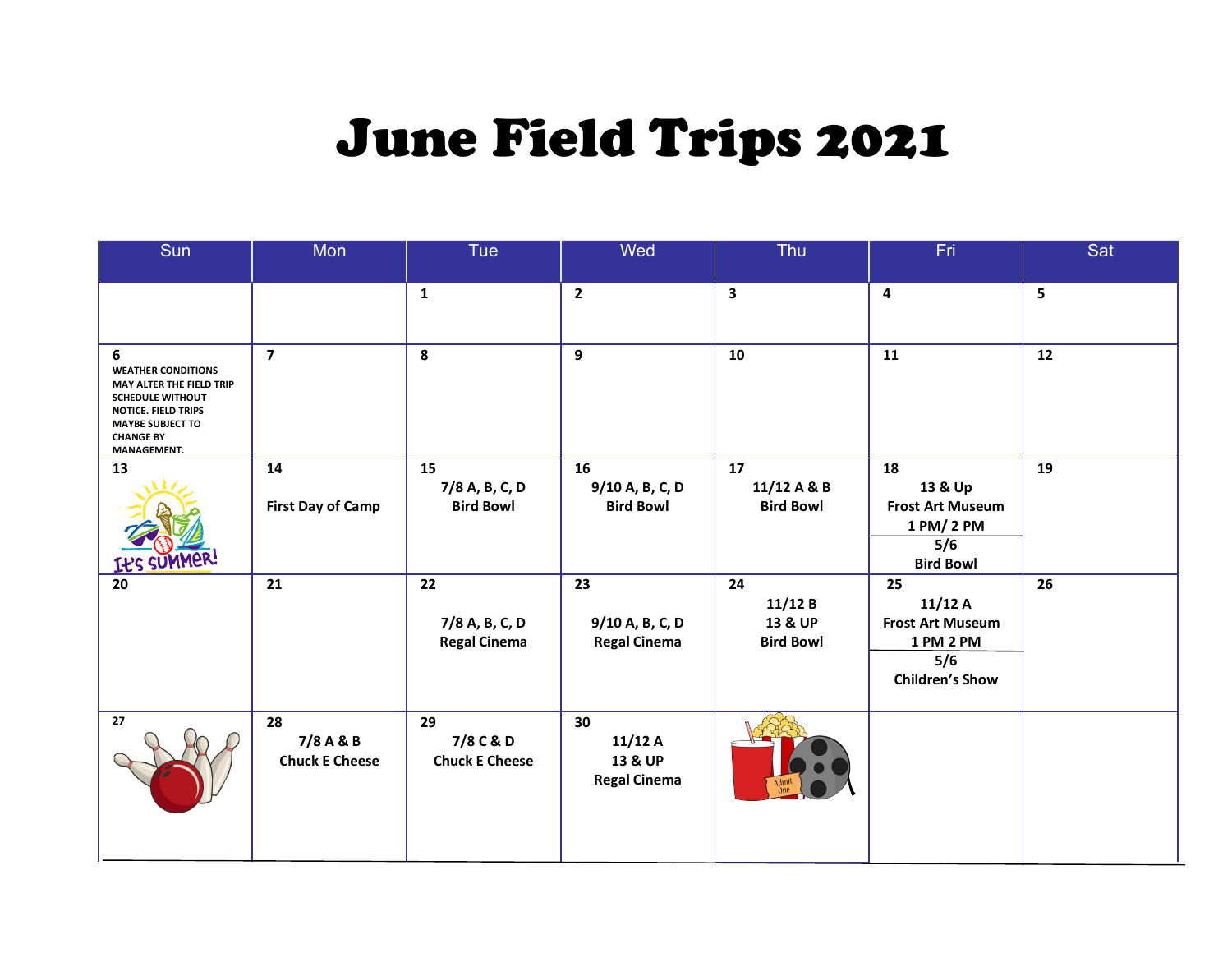# June Field Trips 2021

| Sun | Mon | Tue | Wed | Thu | Fri | Sat |
|---|---|---|---|---|---|---|
| | | 1 | 2 | 3 | 4 | 5 |
| 6 WEATHER CONDITIONS MAY ALTER THE FIELD TRIP SCHEDULE WITHOUT NOTICE. FIELD TRIPS MAYBE SUBJECT TO CHANGE BY MANAGEMENT. | 7 | 8 | 9 | 10 | 11 | 12 |
| 13 It's SUMMER! | 14 First Day of Camp | 15 7/8 A, B, C, D Bird Bowl | 16 9/10 A, B, C, D Bird Bowl | 17 11/12 A & B Bird Bowl | 18 13 & Up Frost Art Museum 1 PM/ 2 PM; 5/6 Bird Bowl | 19 |
| 20 | 21 | 22 7/8 A, B, C, D Regal Cinema | 23 9/10 A, B, C, D Regal Cinema | 24 11/12 B 13 & UP Bird Bowl | 25 11/12 A Frost Art Museum 1 PM 2 PM; 5/6 Children's Show | 26 |
| 27 | 28 7/8 A & B Chuck E Cheese | 29 7/8 C & D Chuck E Cheese | 30 11/12 A 13 & UP Regal Cinema | | | |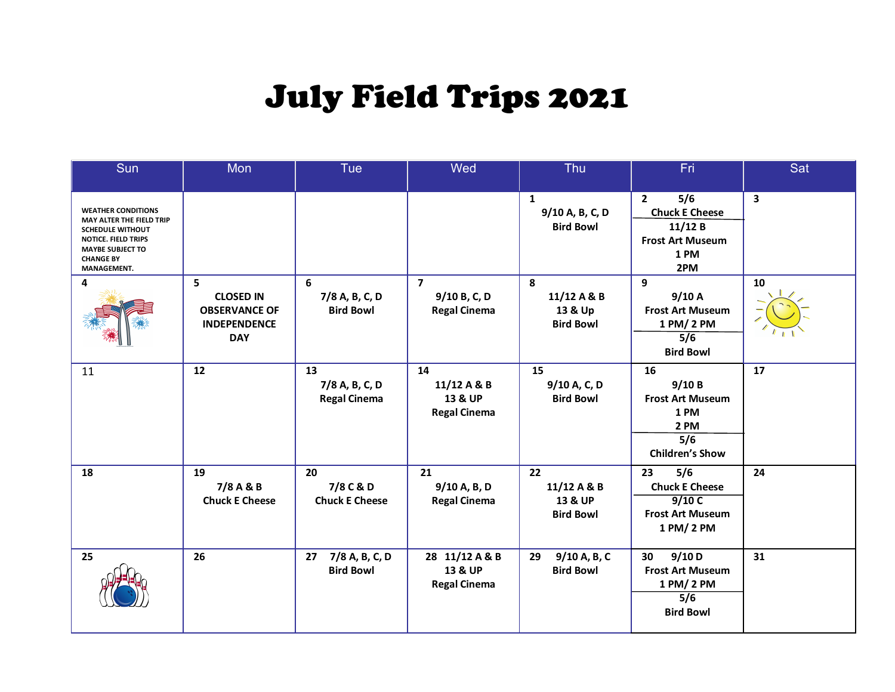# July Field Trips 2021

| Sun | Mon | Tue | Wed | Thu | Fri | Sat |
|---|---|---|---|---|---|---|
| WEATHER CONDITIONS MAY ALTER THE FIELD TRIP SCHEDULE WITHOUT NOTICE. FIELD TRIPS MAYBE SUBJECT TO CHANGE BY MANAGEMENT. | | | | 1<br>9/10 A, B, C, D<br>Bird Bowl | 2<br>5/6<br>Chuck E Cheese<br>11/12 B<br>Frost Art Museum<br>1 PM<br>2PM | 3 |
| 4 | 5<br>CLOSED IN OBSERVANCE OF INDEPENDENCE DAY | 6<br>7/8 A, B, C, D<br>Bird Bowl | 7<br>9/10 B, C, D<br>Regal Cinema | 8<br>11/12 A & B<br>13 & Up<br>Bird Bowl | 9<br>9/10 A<br>Frost Art Museum<br>1 PM/ 2 PM<br>5/6<br>Bird Bowl | 10 |
| 11 | 12 | 13<br>7/8 A, B, C, D<br>Regal Cinema | 14<br>11/12 A & B<br>13 & UP<br>Regal Cinema | 15<br>9/10 A, C, D<br>Bird Bowl | 16<br>9/10 B<br>Frost Art Museum<br>1 PM<br>2 PM<br>5/6<br>Children's Show | 17 |
| 18 | 19<br>7/8 A & B<br>Chuck E Cheese | 20<br>7/8 C & D<br>Chuck E Cheese | 21<br>9/10 A, B, D<br>Regal Cinema | 22<br>11/12 A & B<br>13 & UP<br>Bird Bowl | 23<br>5/6<br>Chuck E Cheese<br>9/10 C<br>Frost Art Museum<br>1 PM/ 2 PM | 24 |
| 25 | 26 | 27<br>7/8 A, B, C, D<br>Bird Bowl | 28<br>11/12 A & B<br>13 & UP<br>Regal Cinema | 29<br>9/10 A, B, C<br>Bird Bowl | 30<br>9/10 D<br>Frost Art Museum<br>1 PM/ 2 PM<br>5/6<br>Bird Bowl | 31 |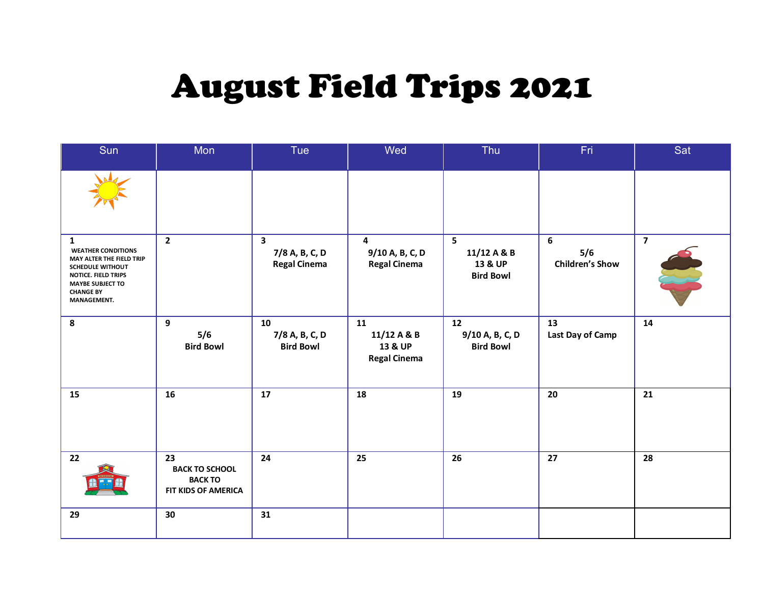# August Field Trips 2021

| Sun | Mon | Tue | Wed | Thu | Fri | Sat |
|---|---|---|---|---|---|---|
| | | | | | | |
| 1 WEATHER CONDITIONS MAY ALTER THE FIELD TRIP SCHEDULE WITHOUT NOTICE. FIELD TRIPS MAYBE SUBJECT TO CHANGE BY MANAGEMENT. | 2 | 3 **7/8 A, B, C, D Regal Cinema** | 4 **9/10 A, B, C, D Regal Cinema** | 5 **11/12 A & B 13 & UP Bird Bowl** | 6 **5/6 Children's Show** | 7 |
| 8 | 9 **5/6 Bird Bowl** | 10 **7/8 A, B, C, D Bird Bowl** | 11 **11/12 A & B 13 & UP Regal Cinema** | 12 **9/10 A, B, C, D Bird Bowl** | 13 **Last Day of Camp** | 14 |
| 15 | 16 | 17 | 18 | 19 | 20 | 21 |
| 22 | 23 **BACK TO SCHOOL BACK TO FIT KIDS OF AMERICA** | 24 | 25 | 26 | 27 | 28 |
| 29 | 30 | 31 | | | | |